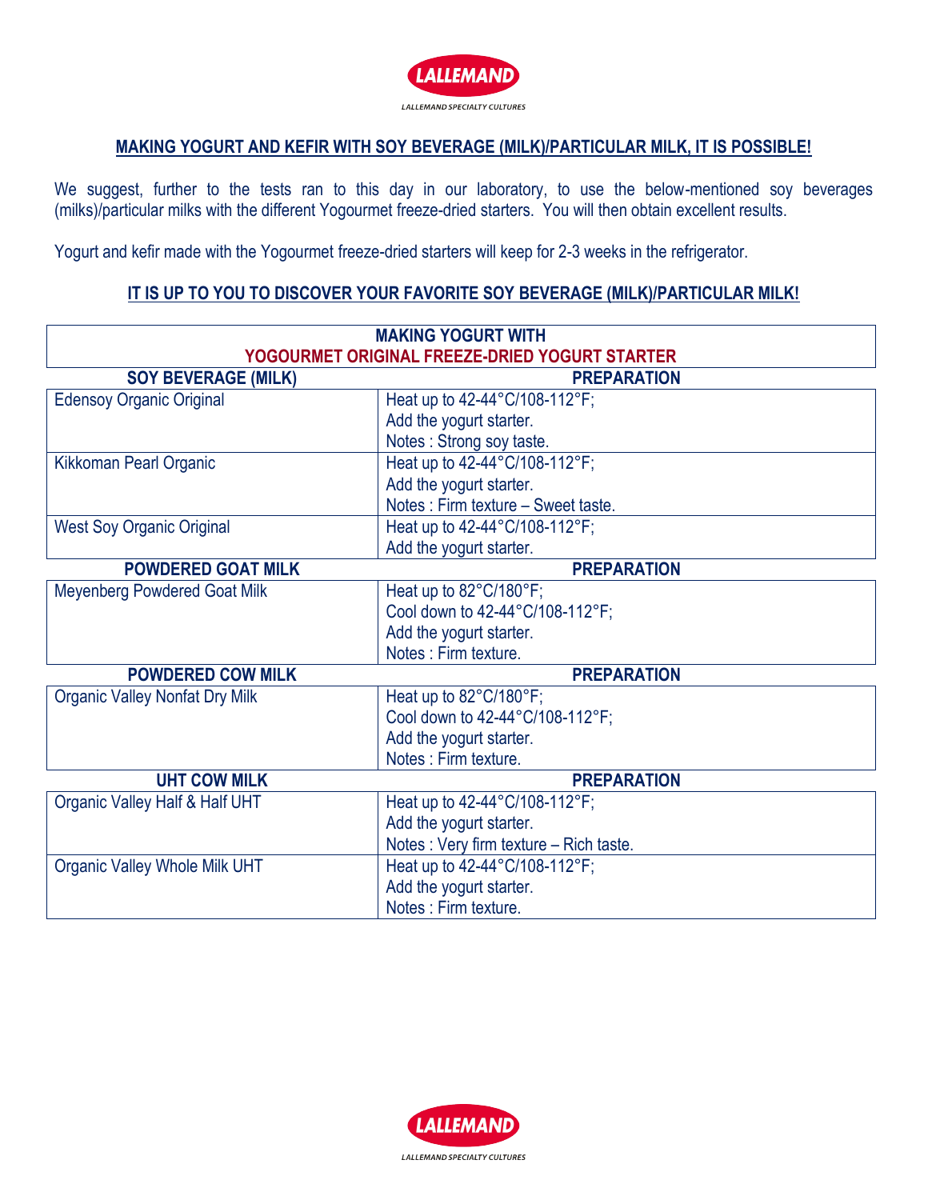LALLEMAND

LALLEMAND SPECIALTY CULTURES

## MAKING YOGURT AND KEFIR WITH SOY BEVERAGE (MILK)/PARTICULAR MILK, IT IS POSSIBLE!

We suggest, further to the tests ran to this day in our laboratory, to use the below-mentioned soy beverages (milks)/particular milks with the different Yogourmet freeze-dried starters. You will then obtain excellent results.

Yogurt and kefir made with the Yogourmet freeze-dried starters will keep for 2-3 weeks in the refrigerator.

## IT IS UP TO YOU TO DISCOVER YOUR FAVORITE SOY BEVERAGE (MILK)/PARTICULAR MILK!

| MAKING YOGURT WITH YOGOURMET ORIGINAL FREEZE-DRIED YOGURT STARTER | |
|---|---|
| **SOY BEVERAGE (MILK)** | **PREPARATION** |
| Edensoy Organic Original | Heat up to 42-44°C/108-112°F;<br>Add the yogurt starter.<br>Notes : Strong soy taste. |
| Kikkoman Pearl Organic | Heat up to 42-44°C/108-112°F;<br>Add the yogurt starter.<br>Notes : Firm texture – Sweet taste. |
| West Soy Organic Original | Heat up to 42-44°C/108-112°F;<br>Add the yogurt starter. |
| **POWDERED GOAT MILK** | **PREPARATION** |
| Meyenberg Powdered Goat Milk | Heat up to 82°C/180°F;<br>Cool down to 42-44°C/108-112°F;<br>Add the yogurt starter.<br>Notes : Firm texture. |
| **POWDERED COW MILK** | **PREPARATION** |
| Organic Valley Nonfat Dry Milk | Heat up to 82°C/180°F;<br>Cool down to 42-44°C/108-112°F;<br>Add the yogurt starter.<br>Notes : Firm texture. |
| **UHT COW MILK** | **PREPARATION** |
| Organic Valley Half & Half UHT | Heat up to 42-44°C/108-112°F;<br>Add the yogurt starter.<br>Notes : Very firm texture – Rich taste. |
| Organic Valley Whole Milk UHT | Heat up to 42-44°C/108-112°F;<br>Add the yogurt starter.<br>Notes : Firm texture. |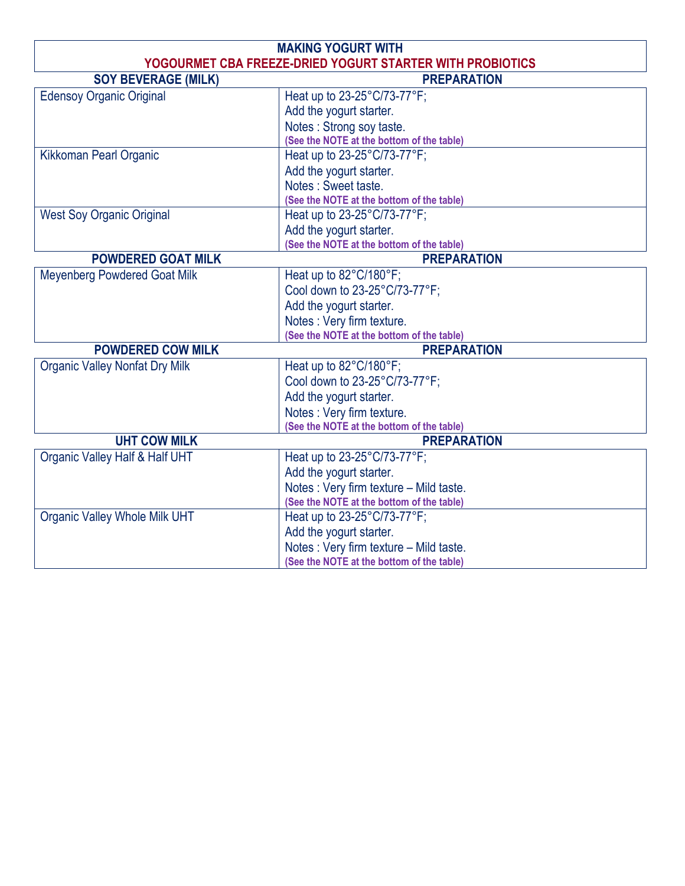**MAKING YOGURT WITH**
**YOGOURMET CBA FREEZE-DRIED YOGURT STARTER WITH PROBIOTICS**

| SOY BEVERAGE (MILK) | PREPARATION |
|---|---|
| Edensoy Organic Original | Heat up to 23-25°C/73-77°F;<br>Add the yogurt starter.<br>Notes : Strong soy taste.<br>**(See the NOTE at the bottom of the table)** |
| Kikkoman Pearl Organic | Heat up to 23-25°C/73-77°F;<br>Add the yogurt starter.<br>Notes : Sweet taste.<br>**(See the NOTE at the bottom of the table)** |
| West Soy Organic Original | Heat up to 23-25°C/73-77°F;<br>Add the yogurt starter.<br>**(See the NOTE at the bottom of the table)** |
| **POWDERED GOAT MILK** | **PREPARATION** |
| Meyenberg Powdered Goat Milk | Heat up to 82°C/180°F;<br>Cool down to 23-25°C/73-77°F;<br>Add the yogurt starter.<br>Notes : Very firm texture.<br>**(See the NOTE at the bottom of the table)** |
| **POWDERED COW MILK** | **PREPARATION** |
| Organic Valley Nonfat Dry Milk | Heat up to 82°C/180°F;<br>Cool down to 23-25°C/73-77°F;<br>Add the yogurt starter.<br>Notes : Very firm texture.<br>**(See the NOTE at the bottom of the table)** |
| **UHT COW MILK** | **PREPARATION** |
| Organic Valley Half & Half UHT | Heat up to 23-25°C/73-77°F;<br>Add the yogurt starter.<br>Notes : Very firm texture – Mild taste.<br>**(See the NOTE at the bottom of the table)** |
| Organic Valley Whole Milk UHT | Heat up to 23-25°C/73-77°F;<br>Add the yogurt starter.<br>Notes : Very firm texture – Mild taste.<br>**(See the NOTE at the bottom of the table)** |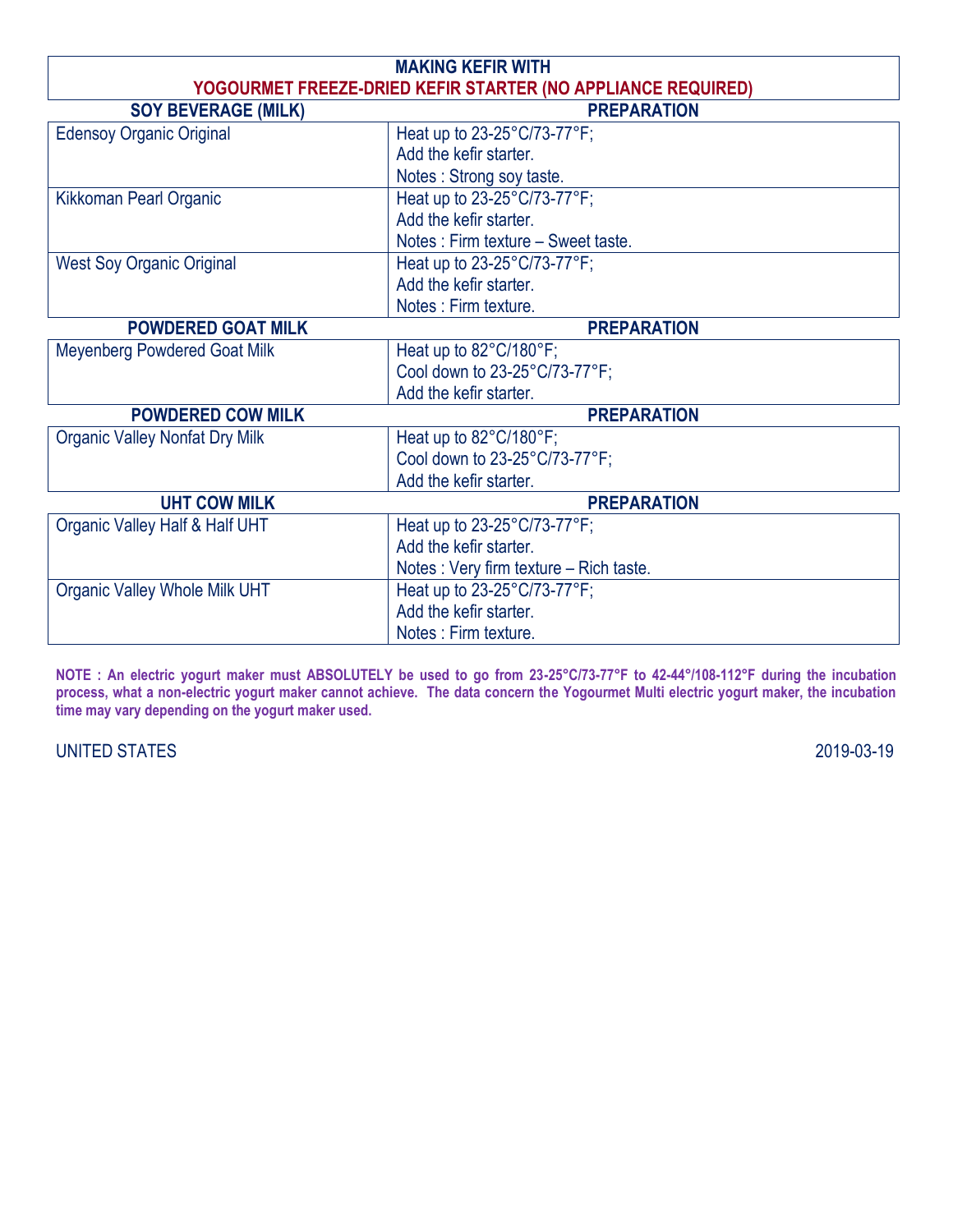**MAKING KEFIR WITH**
**YOGOURMET FREEZE-DRIED KEFIR STARTER (NO APPLIANCE REQUIRED)**

| SOY BEVERAGE (MILK) | PREPARATION |
|---|---|
| Edensoy Organic Original | Heat up to 23-25°C/73-77°F;<br>Add the kefir starter.<br>Notes : Strong soy taste. |
| Kikkoman Pearl Organic | Heat up to 23-25°C/73-77°F;<br>Add the kefir starter.<br>Notes : Firm texture – Sweet taste. |
| West Soy Organic Original | Heat up to 23-25°C/73-77°F;<br>Add the kefir starter.<br>Notes : Firm texture. |
| **POWDERED GOAT MILK** | **PREPARATION** |
| Meyenberg Powdered Goat Milk | Heat up to 82°C/180°F;<br>Cool down to 23-25°C/73-77°F;<br>Add the kefir starter. |
| **POWDERED COW MILK** | **PREPARATION** |
| Organic Valley Nonfat Dry Milk | Heat up to 82°C/180°F;<br>Cool down to 23-25°C/73-77°F;<br>Add the kefir starter. |
| **UHT COW MILK** | **PREPARATION** |
| Organic Valley Half & Half UHT | Heat up to 23-25°C/73-77°F;<br>Add the kefir starter.<br>Notes : Very firm texture – Rich taste. |
| Organic Valley Whole Milk UHT | Heat up to 23-25°C/73-77°F;<br>Add the kefir starter.<br>Notes : Firm texture. |

**NOTE : An electric yogurt maker must ABSOLUTELY be used to go from 23-25°C/73-77°F to 42-44°/108-112°F during the incubation process, what a non-electric yogurt maker cannot achieve. The data concern the Yogourmet Multi electric yogurt maker, the incubation time may vary depending on the yogurt maker used.**

UNITED STATES

2019-03-19